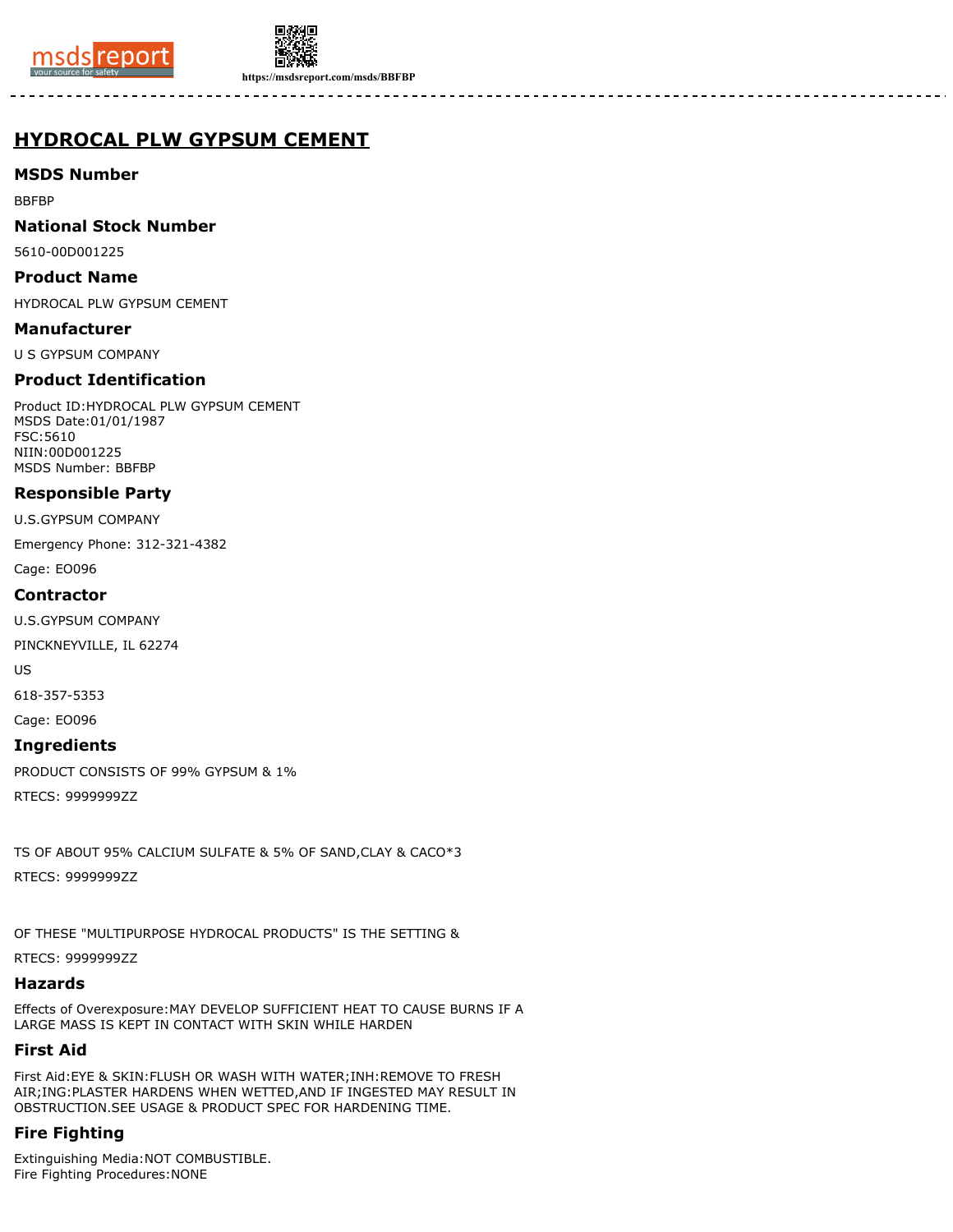# HYDROCAL PLW GYPSUM CEMENT

## MSDS Number

BBFBP

## National Stock Number

5610-00D001225

## Product Name

HYDROCAL PLW GYPSUM CEMENT

## Manufacturer

U S GYPSUM COMPANY

## Product Identification

Product ID:HYDROCAL PLW GYPSUM CEMENT
MSDS Date:01/01/1987
FSC:5610
NIIN:00D001225
MSDS Number: BBFBP

## Responsible Party

U.S.GYPSUM COMPANY

Emergency Phone: 312-321-4382

Cage: EO096

## Contractor

U.S.GYPSUM COMPANY

PINCKNEYVILLE, IL 62274

US

618-357-5353

Cage: EO096

## Ingredients

PRODUCT CONSISTS OF 99% GYPSUM & 1%

RTECS: 9999999ZZ

TS OF ABOUT 95% CALCIUM SULFATE & 5% OF SAND,CLAY & CACO*3

RTECS: 9999999ZZ

OF THESE "MULTIPURPOSE HYDROCAL PRODUCTS" IS THE SETTING &

RTECS: 9999999ZZ

## Hazards

Effects of Overexposure:MAY DEVELOP SUFFICIENT HEAT TO CAUSE BURNS IF A LARGE MASS IS KEPT IN CONTACT WITH SKIN WHILE HARDEN

## First Aid

First Aid:EYE & SKIN:FLUSH OR WASH WITH WATER;INH:REMOVE TO FRESH AIR;ING:PLASTER HARDENS WHEN WETTED,AND IF INGESTED MAY RESULT IN OBSTRUCTION.SEE USAGE & PRODUCT SPEC FOR HARDENING TIME.

## Fire Fighting

Extinguishing Media:NOT COMBUSTIBLE.
Fire Fighting Procedures:NONE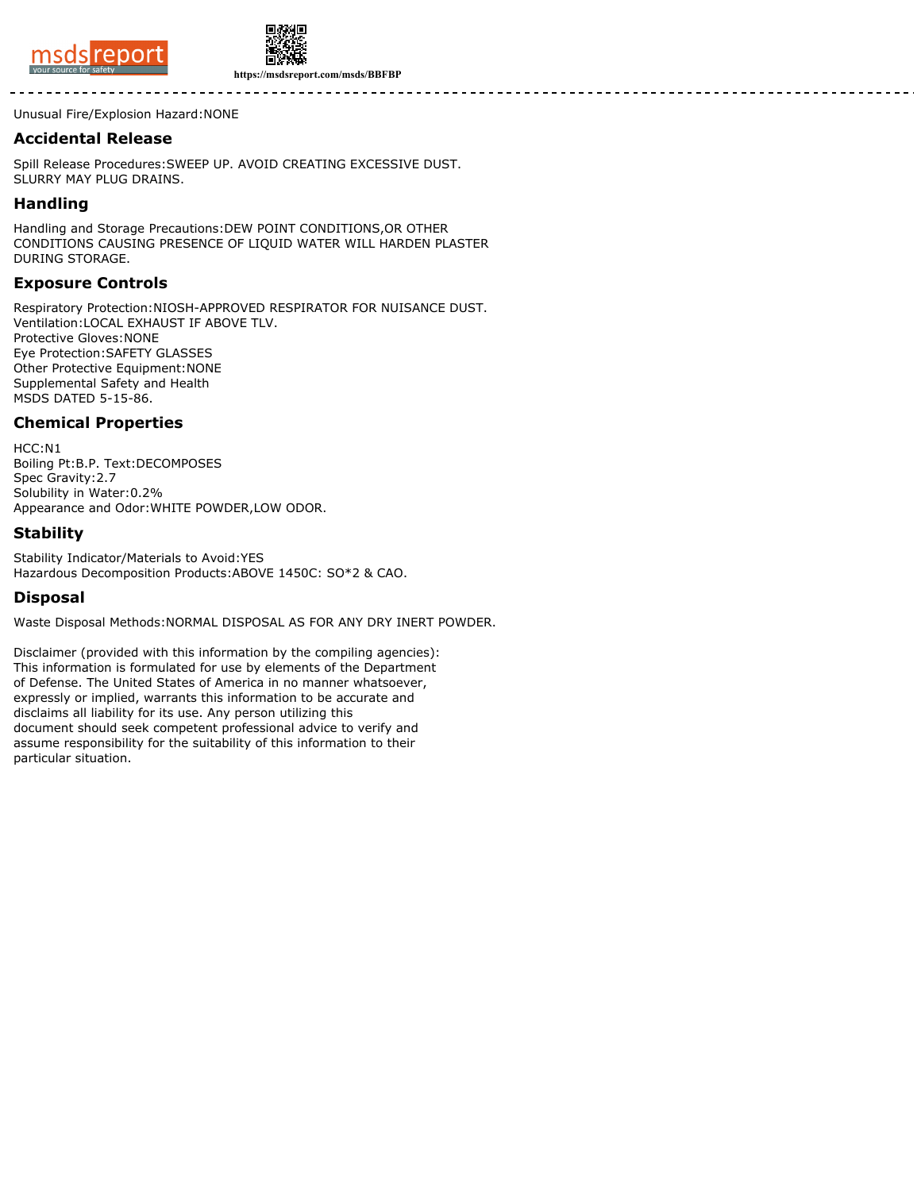Unusual Fire/Explosion Hazard:NONE

## Accidental Release

Spill Release Procedures:SWEEP UP. AVOID CREATING EXCESSIVE DUST. SLURRY MAY PLUG DRAINS.

## Handling

Handling and Storage Precautions:DEW POINT CONDITIONS,OR OTHER CONDITIONS CAUSING PRESENCE OF LIQUID WATER WILL HARDEN PLASTER DURING STORAGE.

## Exposure Controls

Respiratory Protection:NIOSH-APPROVED RESPIRATOR FOR NUISANCE DUST.
Ventilation:LOCAL EXHAUST IF ABOVE TLV.
Protective Gloves:NONE
Eye Protection:SAFETY GLASSES
Other Protective Equipment:NONE
Supplemental Safety and Health
MSDS DATED 5-15-86.

## Chemical Properties

HCC:N1
Boiling Pt:B.P. Text:DECOMPOSES
Spec Gravity:2.7
Solubility in Water:0.2%
Appearance and Odor:WHITE POWDER,LOW ODOR.

## Stability

Stability Indicator/Materials to Avoid:YES
Hazardous Decomposition Products:ABOVE 1450C: SO*2 & CAO.

## Disposal

Waste Disposal Methods:NORMAL DISPOSAL AS FOR ANY DRY INERT POWDER.

Disclaimer (provided with this information by the compiling agencies): This information is formulated for use by elements of the Department of Defense. The United States of America in no manner whatsoever, expressly or implied, warrants this information to be accurate and disclaims all liability for its use. Any person utilizing this document should seek competent professional advice to verify and assume responsibility for the suitability of this information to their particular situation.